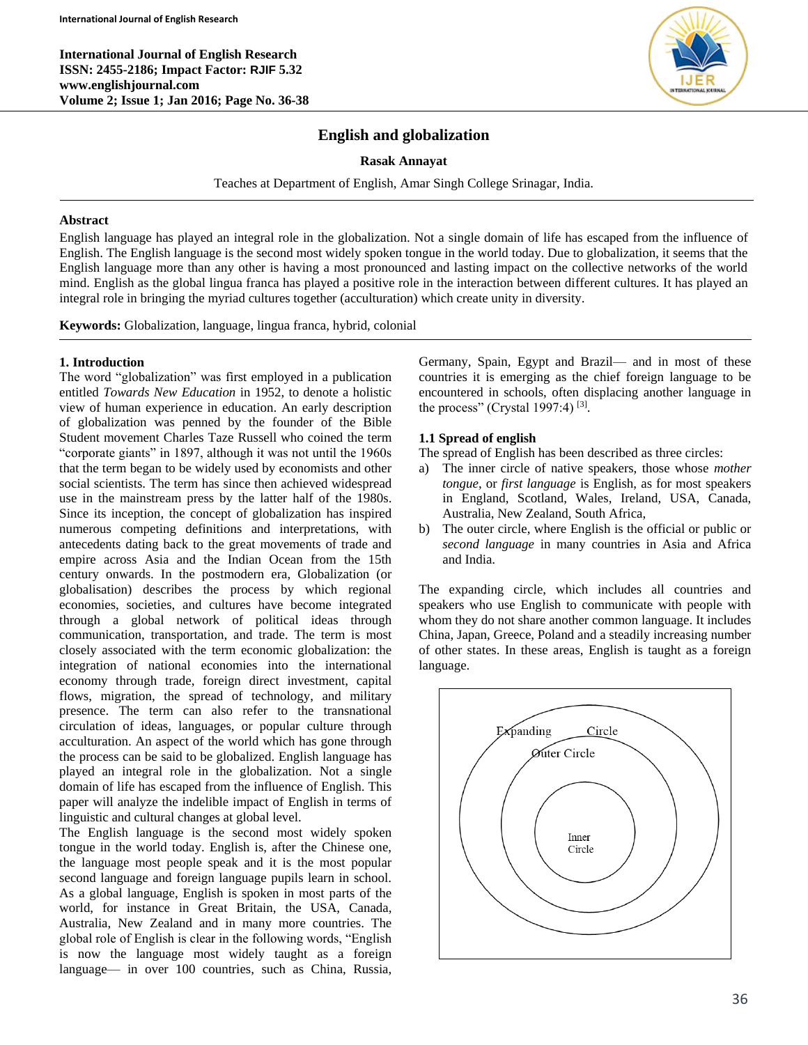# English and globalization

**Rasak Annayat**

Teaches at Department of English, Amar Singh College Srinagar, India.

## Abstract

English language has played an integral role in the globalization. Not a single domain of life has escaped from the influence of English. The English language is the second most widely spoken tongue in the world today. Due to globalization, it seems that the English language more than any other is having a most pronounced and lasting impact on the collective networks of the world mind. English as the global lingua franca has played a positive role in the interaction between different cultures. It has played an integral role in bringing the myriad cultures together (acculturation) which create unity in diversity.

**Keywords:** Globalization, language, lingua franca, hybrid, colonial

## 1. Introduction

The word "globalization" was first employed in a publication entitled *Towards New Education* in 1952, to denote a holistic view of human experience in education. An early description of globalization was penned by the founder of the Bible Student movement Charles Taze Russell who coined the term "corporate giants" in 1897, although it was not until the 1960s that the term began to be widely used by economists and other social scientists. The term has since then achieved widespread use in the mainstream press by the latter half of the 1980s. Since its inception, the concept of globalization has inspired numerous competing definitions and interpretations, with antecedents dating back to the great movements of trade and empire across Asia and the Indian Ocean from the 15th century onwards. In the postmodern era, Globalization (or globalisation) describes the process by which regional economies, societies, and cultures have become integrated through a global network of political ideas through communication, transportation, and trade. The term is most closely associated with the term economic globalization: the integration of national economies into the international economy through trade, foreign direct investment, capital flows, migration, the spread of technology, and military presence. The term can also refer to the transnational circulation of ideas, languages, or popular culture through acculturation. An aspect of the world which has gone through the process can be said to be globalized. English language has played an integral role in the globalization. Not a single domain of life has escaped from the influence of English. This paper will analyze the indelible impact of English in terms of linguistic and cultural changes at global level.

The English language is the second most widely spoken tongue in the world today. English is, after the Chinese one, the language most people speak and it is the most popular second language and foreign language pupils learn in school. As a global language, English is spoken in most parts of the world, for instance in Great Britain, the USA, Canada, Australia, New Zealand and in many more countries. The global role of English is clear in the following words, "English is now the language most widely taught as a foreign language— in over 100 countries, such as China, Russia, Germany, Spain, Egypt and Brazil— and in most of these countries it is emerging as the chief foreign language to be encountered in schools, often displacing another language in the process" (Crystal 1997:4) [3].

### 1.1 Spread of english

The spread of English has been described as three circles:

a) The inner circle of native speakers, those whose *mother tongue*, or *first language* is English, as for most speakers in England, Scotland, Wales, Ireland, USA, Canada, Australia, New Zealand, South Africa,
b) The outer circle, where English is the official or public or *second language* in many countries in Asia and Africa and India.

The expanding circle, which includes all countries and speakers who use English to communicate with people with whom they do not share another common language. It includes China, Japan, Greece, Poland and a steadily increasing number of other states. In these areas, English is taught as a foreign language.

Expanding Circle

Outer Circle

Inner Circle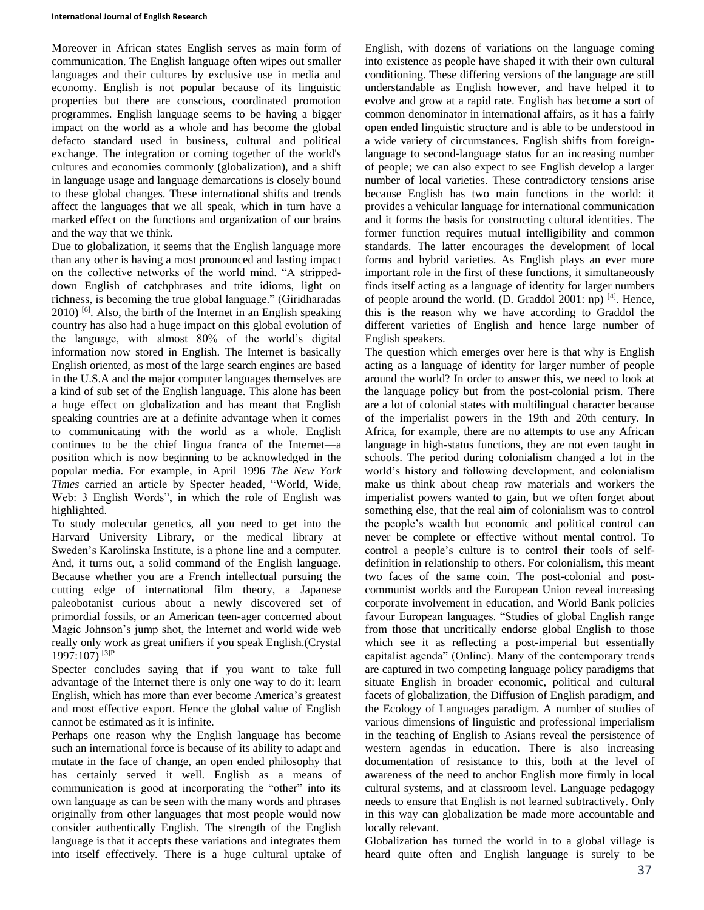Moreover in African states English serves as main form of communication. The English language often wipes out smaller languages and their cultures by exclusive use in media and economy. English is not popular because of its linguistic properties but there are conscious, coordinated promotion programmes. English language seems to be having a bigger impact on the world as a whole and has become the global defacto standard used in business, cultural and political exchange. The integration or coming together of the world's cultures and economies commonly (globalization), and a shift in language usage and language demarcations is closely bound to these global changes. These international shifts and trends affect the languages that we all speak, which in turn have a marked effect on the functions and organization of our brains and the way that we think.

Due to globalization, it seems that the English language more than any other is having a most pronounced and lasting impact on the collective networks of the world mind. "A stripped-down English of catchphrases and trite idioms, light on richness, is becoming the true global language." (Giridharadas 2010) [6]. Also, the birth of the Internet in an English speaking country has also had a huge impact on this global evolution of the language, with almost 80% of the world's digital information now stored in English. The Internet is basically English oriented, as most of the large search engines are based in the U.S.A and the major computer languages themselves are a kind of sub set of the English language. This alone has been a huge effect on globalization and has meant that English speaking countries are at a definite advantage when it comes to communicating with the world as a whole. English continues to be the chief lingua franca of the Internet—a position which is now beginning to be acknowledged in the popular media. For example, in April 1996 *The New York Times* carried an article by Specter headed, "World, Wide, Web: 3 English Words", in which the role of English was highlighted.

To study molecular genetics, all you need to get into the Harvard University Library, or the medical library at Sweden's Karolinska Institute, is a phone line and a computer. And, it turns out, a solid command of the English language. Because whether you are a French intellectual pursuing the cutting edge of international film theory, a Japanese paleobotanist curious about a newly discovered set of primordial fossils, or an American teen-ager concerned about Magic Johnson's jump shot, the Internet and world wide web really only work as great unifiers if you speak English.(Crystal 1997:107) [3]P

Specter concludes saying that if you want to take full advantage of the Internet there is only one way to do it: learn English, which has more than ever become America's greatest and most effective export. Hence the global value of English cannot be estimated as it is infinite.

Perhaps one reason why the English language has become such an international force is because of its ability to adapt and mutate in the face of change, an open ended philosophy that has certainly served it well. English as a means of communication is good at incorporating the "other" into its own language as can be seen with the many words and phrases originally from other languages that most people would now consider authentically English. The strength of the English language is that it accepts these variations and integrates them into itself effectively. There is a huge cultural uptake of English, with dozens of variations on the language coming into existence as people have shaped it with their own cultural conditioning. These differing versions of the language are still understandable as English however, and have helped it to evolve and grow at a rapid rate. English has become a sort of common denominator in international affairs, as it has a fairly open ended linguistic structure and is able to be understood in a wide variety of circumstances. English shifts from foreign-language to second-language status for an increasing number of people; we can also expect to see English develop a larger number of local varieties. These contradictory tensions arise because English has two main functions in the world: it provides a vehicular language for international communication and it forms the basis for constructing cultural identities. The former function requires mutual intelligibility and common standards. The latter encourages the development of local forms and hybrid varieties. As English plays an ever more important role in the first of these functions, it simultaneously finds itself acting as a language of identity for larger numbers of people around the world. (D. Graddol 2001: np) [4]. Hence, this is the reason why we have according to Graddol the different varieties of English and hence large number of English speakers.

The question which emerges over here is that why is English acting as a language of identity for larger number of people around the world? In order to answer this, we need to look at the language policy but from the post-colonial prism. There are a lot of colonial states with multilingual character because of the imperialist powers in the 19th and 20th century. In Africa, for example, there are no attempts to use any African language in high-status functions, they are not even taught in schools. The period during colonialism changed a lot in the world's history and following development, and colonialism make us think about cheap raw materials and workers the imperialist powers wanted to gain, but we often forget about something else, that the real aim of colonialism was to control the people's wealth but economic and political control can never be complete or effective without mental control. To control a people's culture is to control their tools of self-definition in relationship to others. For colonialism, this meant two faces of the same coin. The post-colonial and post-communist worlds and the European Union reveal increasing corporate involvement in education, and World Bank policies favour European languages. "Studies of global English range from those that uncritically endorse global English to those which see it as reflecting a post-imperial but essentially capitalist agenda" (Online). Many of the contemporary trends are captured in two competing language policy paradigms that situate English in broader economic, political and cultural facets of globalization, the Diffusion of English paradigm, and the Ecology of Languages paradigm. A number of studies of various dimensions of linguistic and professional imperialism in the teaching of English to Asians reveal the persistence of western agendas in education. There is also increasing documentation of resistance to this, both at the level of awareness of the need to anchor English more firmly in local cultural systems, and at classroom level. Language pedagogy needs to ensure that English is not learned subtractively. Only in this way can globalization be made more accountable and locally relevant.

Globalization has turned the world in to a global village is heard quite often and English language is surely to be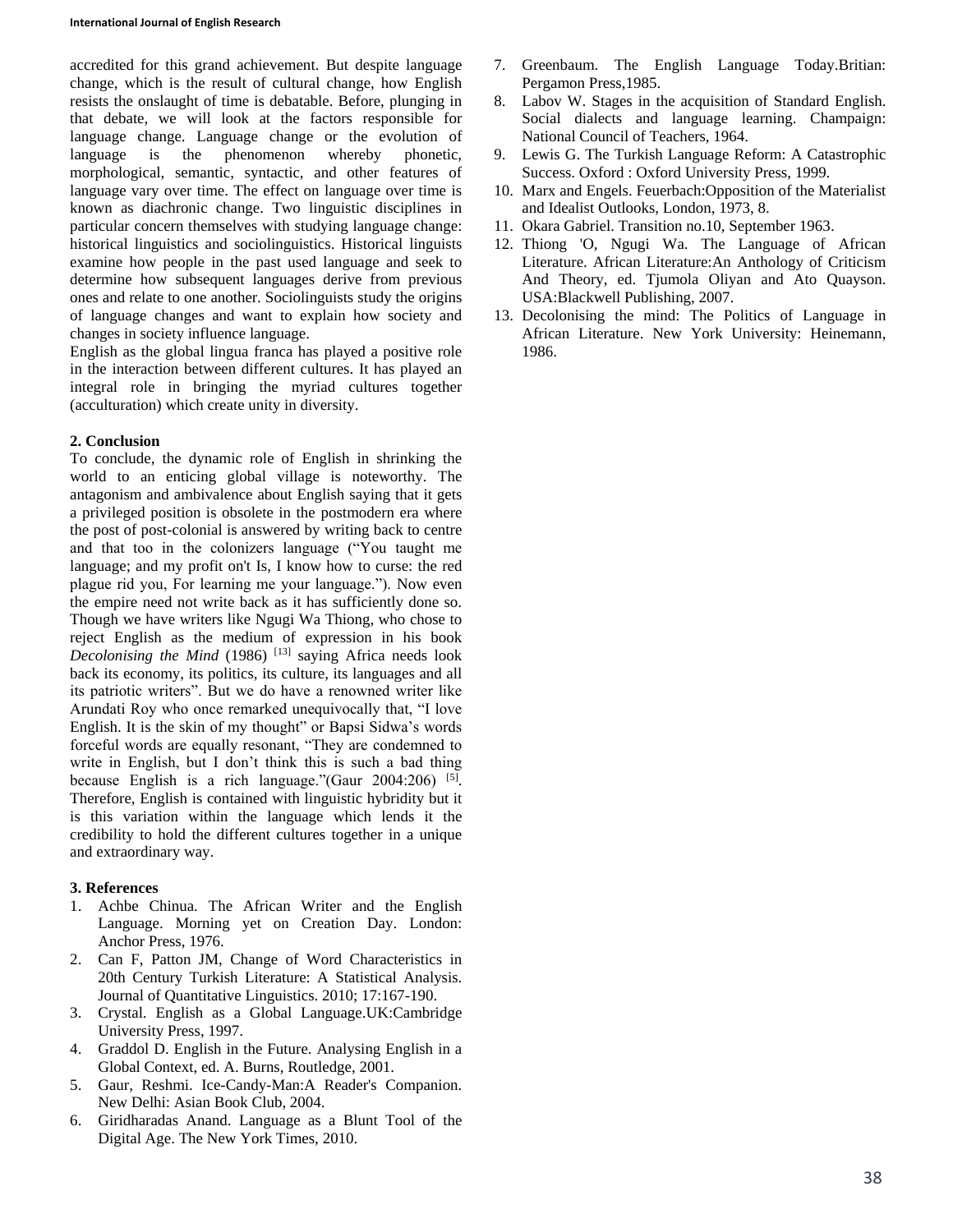accredited for this grand achievement. But despite language change, which is the result of cultural change, how English resists the onslaught of time is debatable. Before, plunging in that debate, we will look at the factors responsible for language change. Language change or the evolution of language is the phenomenon whereby phonetic, morphological, semantic, syntactic, and other features of language vary over time. The effect on language over time is known as diachronic change. Two linguistic disciplines in particular concern themselves with studying language change: historical linguistics and sociolinguistics. Historical linguists examine how people in the past used language and seek to determine how subsequent languages derive from previous ones and relate to one another. Sociolinguists study the origins of language changes and want to explain how society and changes in society influence language.

English as the global lingua franca has played a positive role in the interaction between different cultures. It has played an integral role in bringing the myriad cultures together (acculturation) which create unity in diversity.

## 2. Conclusion

To conclude, the dynamic role of English in shrinking the world to an enticing global village is noteworthy. The antagonism and ambivalence about English saying that it gets a privileged position is obsolete in the postmodern era where the post of post-colonial is answered by writing back to centre and that too in the colonizers language ("You taught me language; and my profit on't Is, I know how to curse: the red plague rid you, For learning me your language."). Now even the empire need not write back as it has sufficiently done so. Though we have writers like Ngugi Wa Thiong, who chose to reject English as the medium of expression in his book *Decolonising the Mind* (1986) [13] saying Africa needs look back its economy, its politics, its culture, its languages and all its patriotic writers". But we do have a renowned writer like Arundati Roy who once remarked unequivocally that, "I love English. It is the skin of my thought" or Bapsi Sidwa's words forceful words are equally resonant, "They are condemned to write in English, but I don't think this is such a bad thing because English is a rich language."(Gaur 2004:206) [5]. Therefore, English is contained with linguistic hybridity but it is this variation within the language which lends it the credibility to hold the different cultures together in a unique and extraordinary way.

## 3. References

1. Achbe Chinua. The African Writer and the English Language. Morning yet on Creation Day. London: Anchor Press, 1976.
2. Can F, Patton JM, Change of Word Characteristics in 20th Century Turkish Literature: A Statistical Analysis. Journal of Quantitative Linguistics. 2010; 17:167-190.
3. Crystal. English as a Global Language.UK:Cambridge University Press, 1997.
4. Graddol D. English in the Future. Analysing English in a Global Context, ed. A. Burns, Routledge, 2001.
5. Gaur, Reshmi. Ice-Candy-Man:A Reader's Companion. New Delhi: Asian Book Club, 2004.
6. Giridharadas Anand. Language as a Blunt Tool of the Digital Age. The New York Times, 2010.
7. Greenbaum. The English Language Today.Britian: Pergamon Press,1985.
8. Labov W. Stages in the acquisition of Standard English. Social dialects and language learning. Champaign: National Council of Teachers, 1964.
9. Lewis G. The Turkish Language Reform: A Catastrophic Success. Oxford : Oxford University Press, 1999.
10. Marx and Engels. Feuerbach:Opposition of the Materialist and Idealist Outlooks, London, 1973, 8.
11. Okara Gabriel. Transition no.10, September 1963.
12. Thiong 'O, Ngugi Wa. The Language of African Literature. African Literature:An Anthology of Criticism And Theory, ed. Tjumola Oliyan and Ato Quayson. USA:Blackwell Publishing, 2007.
13. Decolonising the mind: The Politics of Language in African Literature. New York University: Heinemann, 1986.